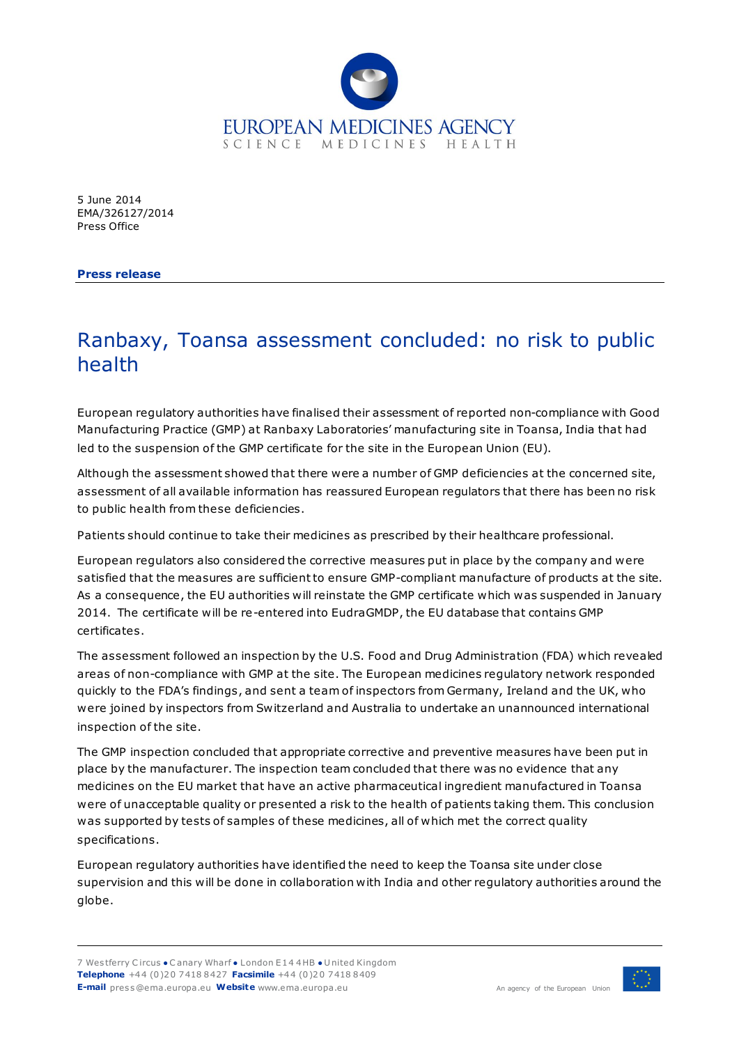5 June 2014
EMA/326127/2014
Press Office

**Press release**

# Ranbaxy, Toansa assessment concluded: no risk to public health

European regulatory authorities have finalised their assessment of reported non-compliance with Good Manufacturing Practice (GMP) at Ranbaxy Laboratories' manufacturing site in Toansa, India that had led to the suspension of the GMP certificate for the site in the European Union (EU).

Although the assessment showed that there were a number of GMP deficiencies at the concerned site, assessment of all available information has reassured European regulators that there has been no risk to public health from these deficiencies.

Patients should continue to take their medicines as prescribed by their healthcare professional.

European regulators also considered the corrective measures put in place by the company and were satisfied that the measures are sufficient to ensure GMP-compliant manufacture of products at the site. As a consequence, the EU authorities will reinstate the GMP certificate which was suspended in January 2014. The certificate will be re-entered into EudraGMDP, the EU database that contains GMP certificates.

The assessment followed an inspection by the U.S. Food and Drug Administration (FDA) which revealed areas of non-compliance with GMP at the site. The European medicines regulatory network responded quickly to the FDA's findings, and sent a team of inspectors from Germany, Ireland and the UK, who were joined by inspectors from Switzerland and Australia to undertake an unannounced international inspection of the site.

The GMP inspection concluded that appropriate corrective and preventive measures have been put in place by the manufacturer. The inspection team concluded that there was no evidence that any medicines on the EU market that have an active pharmaceutical ingredient manufactured in Toansa were of unacceptable quality or presented a risk to the health of patients taking them. This conclusion was supported by tests of samples of these medicines, all of which met the correct quality specifications.

European regulatory authorities have identified the need to keep the Toansa site under close supervision and this will be done in collaboration with India and other regulatory authorities around the globe.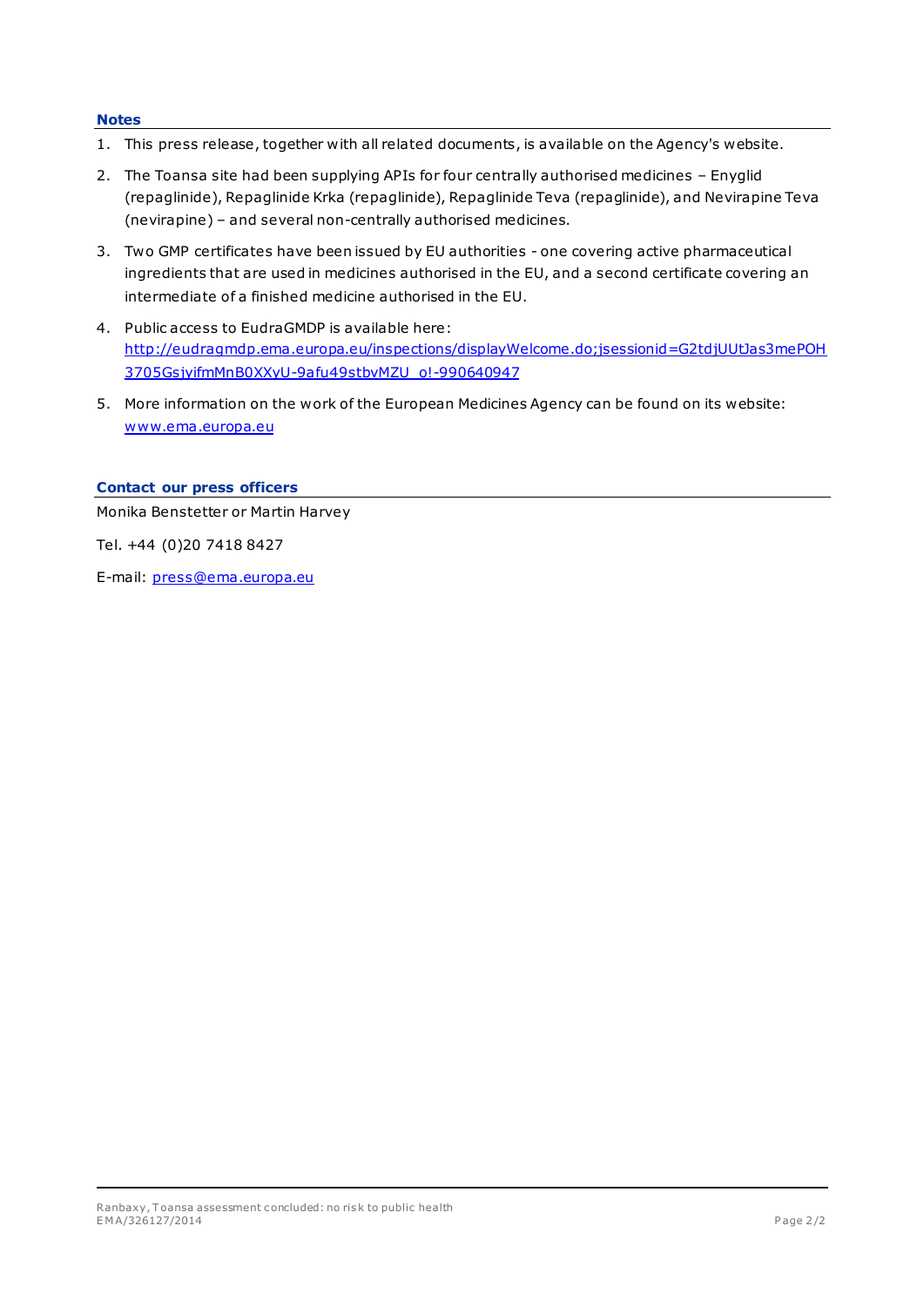## Notes

1. This press release, together with all related documents, is available on the Agency's website.
2. The Toansa site had been supplying APIs for four centrally authorised medicines – Enyglid (repaglinide), Repaglinide Krka (repaglinide), Repaglinide Teva (repaglinide), and Nevirapine Teva (nevirapine) – and several non-centrally authorised medicines.
3. Two GMP certificates have been issued by EU authorities - one covering active pharmaceutical ingredients that are used in medicines authorised in the EU, and a second certificate covering an intermediate of a finished medicine authorised in the EU.
4. Public access to EudraGMDP is available here: http://eudragmdp.ema.europa.eu/inspections/displayWelcome.do;jsessionid=G2tdjUUtJas3mePOH3705GsjyifmMnB0XXyU-9afu49stbvMZU_o!-990640947
5. More information on the work of the European Medicines Agency can be found on its website: www.ema.europa.eu

## Contact our press officers

Monika Benstetter or Martin Harvey

Tel. +44 (0)20 7418 8427

E-mail: press@ema.europa.eu